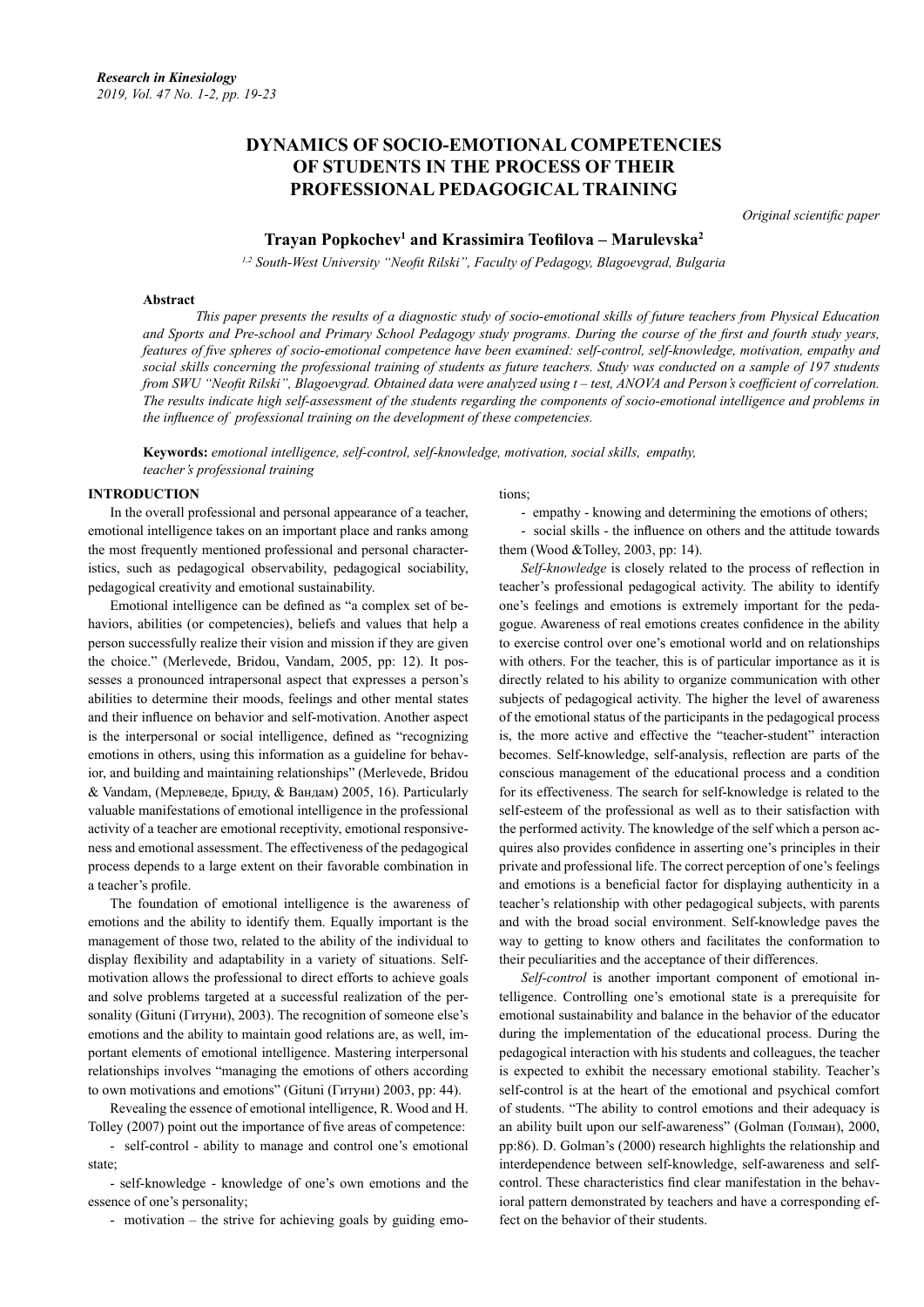# DYNAMICS OF SOCIO-EMOTIONAL COMPETENCIES OF STUDENTS IN THE PROCESS OF THEIR PROFESSIONAL PEDAGOGICAL TRAINING

*Original scientific paper*

**Trayan Popkochev[1] and Krassimira Teofilova – Marulevska[2]**

*[1,2] South-West University "Neofit Rilski", Faculty of Pedagogy, Blagoevgrad, Bulgaria*

**Abstract**

*This paper presents the results of a diagnostic study of socio-emotional skills of future teachers from Physical Education and Sports and Pre-school and Primary School Pedagogy study programs. During the course of the first and fourth study years, features of five spheres of socio-emotional competence have been examined: self-control, self-knowledge, motivation, empathy and social skills concerning the professional training of students as future teachers. Study was conducted on a sample of 197 students from SWU "Neofit Rilski", Blagoevgrad. Obtained data were analyzed using t – test, ANOVA and Person's coefficient of correlation. The results indicate high self-assessment of the students regarding the components of socio-emotional intelligence and problems in the influence of professional training on the development of these competencies.*

**Keywords:** *emotional intelligence, self-control, self-knowledge, motivation, social skills, empathy, teacher's professional training*

## INTRODUCTION

In the overall professional and personal appearance of a teacher, emotional intelligence takes on an important place and ranks among the most frequently mentioned professional and personal characteristics, such as pedagogical observability, pedagogical sociability, pedagogical creativity and emotional sustainability.

Emotional intelligence can be defined as "a complex set of behaviors, abilities (or competencies), beliefs and values that help a person successfully realize their vision and mission if they are given the choice." (Merlevede, Bridou, Vandam, 2005, pp: 12). It possesses a pronounced intrapersonal aspect that expresses a person's abilities to determine their moods, feelings and other mental states and their influence on behavior and self-motivation. Another aspect is the interpersonal or social intelligence, defined as "recognizing emotions in others, using this information as a guideline for behavior, and building and maintaining relationships" (Merlevede, Bridou & Vandam, (Мерлеведе, Бриду, & Вандам) 2005, 16). Particularly valuable manifestations of emotional intelligence in the professional activity of a teacher are emotional receptivity, emotional responsiveness and emotional assessment. The effectiveness of the pedagogical process depends to a large extent on their favorable combination in a teacher's profile.

The foundation of emotional intelligence is the awareness of emotions and the ability to identify them. Equally important is the management of those two, related to the ability of the individual to display flexibility and adaptability in a variety of situations. Self-motivation allows the professional to direct efforts to achieve goals and solve problems targeted at a successful realization of the personality (Gituni (Гитуни), 2003). The recognition of someone else's emotions and the ability to maintain good relations are, as well, important elements of emotional intelligence. Mastering interpersonal relationships involves "managing the emotions of others according to own motivations and emotions" (Gituni (Гитуни) 2003, pp: 44).

Revealing the essence of emotional intelligence, R. Wood and H. Tolley (2007) point out the importance of five areas of competence:

- self-control - ability to manage and control one's emotional state;
- self-knowledge - knowledge of one's own emotions and the essence of one's personality;
- motivation – the strive for achieving goals by guiding emotions;
- empathy - knowing and determining the emotions of others;
- social skills - the influence on others and the attitude towards them (Wood &Tolley, 2003, pp: 14).

*Self-knowledge* is closely related to the process of reflection in teacher's professional pedagogical activity. The ability to identify one's feelings and emotions is extremely important for the pedagogue. Awareness of real emotions creates confidence in the ability to exercise control over one's emotional world and on relationships with others. For the teacher, this is of particular importance as it is directly related to his ability to organize communication with other subjects of pedagogical activity. The higher the level of awareness of the emotional status of the participants in the pedagogical process is, the more active and effective the "teacher-student" interaction becomes. Self-knowledge, self-analysis, reflection are parts of the conscious management of the educational process and a condition for its effectiveness. The search for self-knowledge is related to the self-esteem of the professional as well as to their satisfaction with the performed activity. The knowledge of the self which a person acquires also provides confidence in asserting one's principles in their private and professional life. The correct perception of one's feelings and emotions is a beneficial factor for displaying authenticity in a teacher's relationship with other pedagogical subjects, with parents and with the broad social environment. Self-knowledge paves the way to getting to know others and facilitates the conformation to their peculiarities and the acceptance of their differences.

*Self-control* is another important component of emotional intelligence. Controlling one's emotional state is a prerequisite for emotional sustainability and balance in the behavior of the educator during the implementation of the educational process. During the pedagogical interaction with his students and colleagues, the teacher is expected to exhibit the necessary emotional stability. Teacher's self-control is at the heart of the emotional and psychical comfort of students. "The ability to control emotions and their adequacy is an ability built upon our self-awareness" (Golman (Голман), 2000, pp:86). D. Golman's (2000) research highlights the relationship and interdependence between self-knowledge, self-awareness and self-control. These characteristics find clear manifestation in the behavioral pattern demonstrated by teachers and have a corresponding effect on the behavior of their students.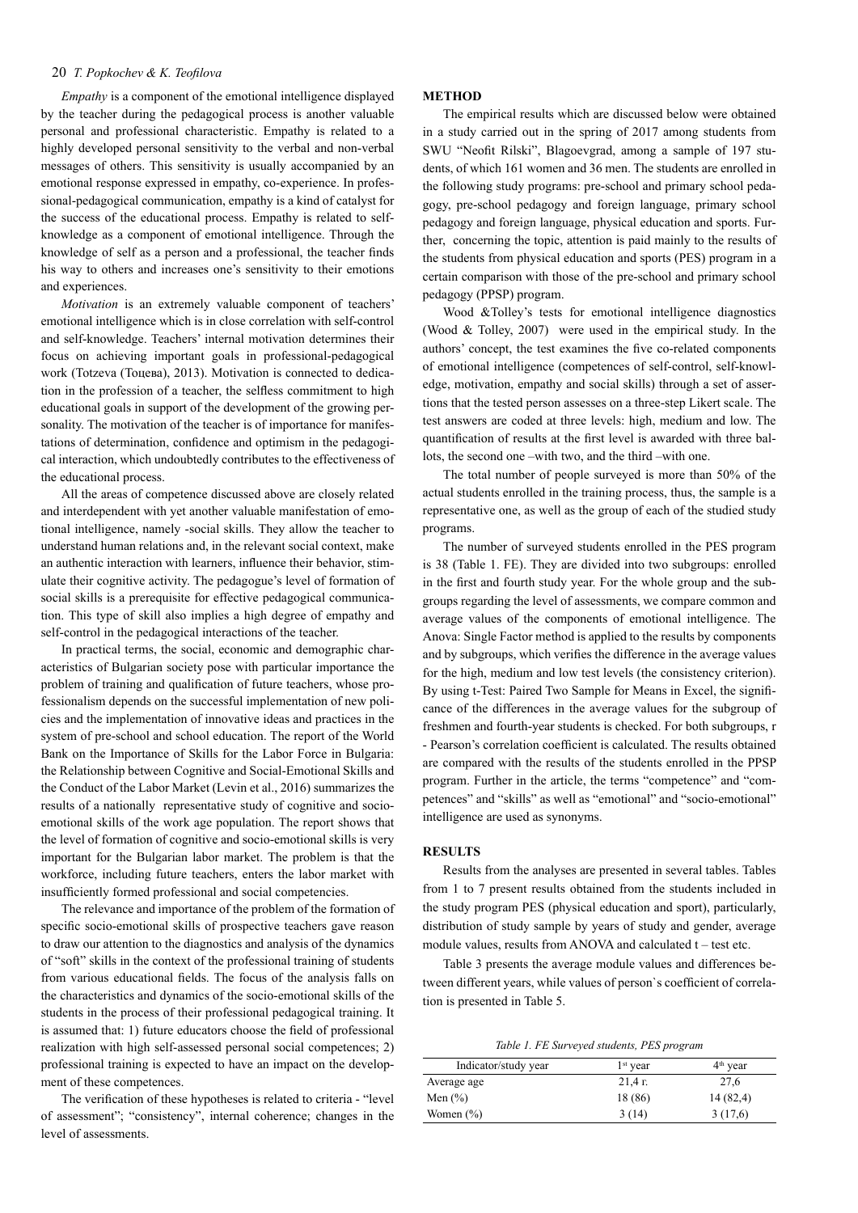*Empathy* is a component of the emotional intelligence displayed by the teacher during the pedagogical process is another valuable personal and professional characteristic. Empathy is related to a highly developed personal sensitivity to the verbal and non-verbal messages of others. This sensitivity is usually accompanied by an emotional response expressed in empathy, co-experience. In professional-pedagogical communication, empathy is a kind of catalyst for the success of the educational process. Empathy is related to self-knowledge as a component of emotional intelligence. Through the knowledge of self as a person and a professional, the teacher finds his way to others and increases one's sensitivity to their emotions and experiences.

*Motivation* is an extremely valuable component of teachers' emotional intelligence which is in close correlation with self-control and self-knowledge. Teachers' internal motivation determines their focus on achieving important goals in professional-pedagogical work (Totzeva (Тоцева), 2013). Motivation is connected to dedication in the profession of a teacher, the selfless commitment to high educational goals in support of the development of the growing personality. The motivation of the teacher is of importance for manifestations of determination, confidence and optimism in the pedagogical interaction, which undoubtedly contributes to the effectiveness of the educational process.

All the areas of competence discussed above are closely related and interdependent with yet another valuable manifestation of emotional intelligence, namely -social skills. They allow the teacher to understand human relations and, in the relevant social context, make an authentic interaction with learners, influence their behavior, stimulate their cognitive activity. The pedagogue's level of formation of social skills is a prerequisite for effective pedagogical communication. This type of skill also implies a high degree of empathy and self-control in the pedagogical interactions of the teacher.

In practical terms, the social, economic and demographic characteristics of Bulgarian society pose with particular importance the problem of training and qualification of future teachers, whose professionalism depends on the successful implementation of new policies and the implementation of innovative ideas and practices in the system of pre-school and school education. The report of the World Bank on the Importance of Skills for the Labor Force in Bulgaria: the Relationship between Cognitive and Social-Emotional Skills and the Conduct of the Labor Market (Levin et al., 2016) summarizes the results of a nationally representative study of cognitive and socio-emotional skills of the work age population. The report shows that the level of formation of cognitive and socio-emotional skills is very important for the Bulgarian labor market. The problem is that the workforce, including future teachers, enters the labor market with insufficiently formed professional and social competencies.

The relevance and importance of the problem of the formation of specific socio-emotional skills of prospective teachers gave reason to draw our attention to the diagnostics and analysis of the dynamics of "soft" skills in the context of the professional training of students from various educational fields. The focus of the analysis falls on the characteristics and dynamics of the socio-emotional skills of the students in the process of their professional pedagogical training. It is assumed that: 1) future educators choose the field of professional realization with high self-assessed personal social competences; 2) professional training is expected to have an impact on the development of these competences.

The verification of these hypotheses is related to criteria - "level of assessment"; "consistency", internal coherence; changes in the level of assessments.

## METHOD

The empirical results which are discussed below were obtained in a study carried out in the spring of 2017 among students from SWU "Neofit Rilski", Blagoevgrad, among a sample of 197 students, of which 161 women and 36 men. The students are enrolled in the following study programs: pre-school and primary school pedagogy, pre-school pedagogy and foreign language, primary school pedagogy and foreign language, physical education and sports. Further, concerning the topic, attention is paid mainly to the results of the students from physical education and sports (PES) program in a certain comparison with those of the pre-school and primary school pedagogy (PPSP) program.

Wood &Tolley's tests for emotional intelligence diagnostics (Wood & Tolley, 2007) were used in the empirical study. In the authors' concept, the test examines the five co-related components of emotional intelligence (competences of self-control, self-knowledge, motivation, empathy and social skills) through a set of assertions that the tested person assesses on a three-step Likert scale. The test answers are coded at three levels: high, medium and low. The quantification of results at the first level is awarded with three ballots, the second one –with two, and the third –with one.

The total number of people surveyed is more than 50% of the actual students enrolled in the training process, thus, the sample is a representative one, as well as the group of each of the studied study programs.

The number of surveyed students enrolled in the PES program is 38 (Table 1. FE). They are divided into two subgroups: enrolled in the first and fourth study year. For the whole group and the subgroups regarding the level of assessments, we compare common and average values of the components of emotional intelligence. The Anova: Single Factor method is applied to the results by components and by subgroups, which verifies the difference in the average values for the high, medium and low test levels (the consistency criterion). By using t-Test: Paired Two Sample for Means in Excel, the significance of the differences in the average values for the subgroup of freshmen and fourth-year students is checked. For both subgroups, r - Pearson's correlation coefficient is calculated. The results obtained are compared with the results of the students enrolled in the PPSP program. Further in the article, the terms "competence" and "competences" and "skills" as well as "emotional" and "socio-emotional" intelligence are used as synonyms.

## RESULTS

Results from the analyses are presented in several tables. Tables from 1 to 7 present results obtained from the students included in the study program PES (physical education and sport), particularly, distribution of study sample by years of study and gender, average module values, results from ANOVA and calculated t – test etc.

Table 3 presents the average module values and differences between different years, while values of person`s coefficient of correlation is presented in Table 5.

*Table 1. FE Surveyed students, PES program*

| Indicator/study year | 1st year | 4th year |
|---|---|---|
| Average age | 21,4 г. | 27,6 |
| Men (%) | 18 (86) | 14 (82,4) |
| Women (%) | 3 (14) | 3 (17,6) |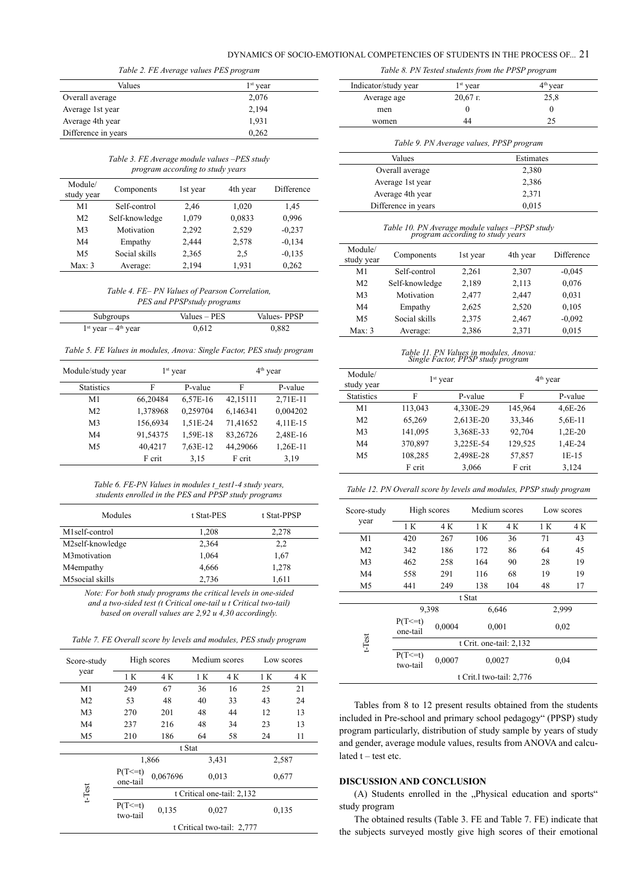*Table 2. FE Average values PES program*

| Values | 1st year |
|---|---|
| Overall average | 2,076 |
| Average 1st year | 2,194 |
| Average 4th year | 1,931 |
| Difference in years | 0,262 |

*Table 3. FE Average module values –PES study program according to study years*

| Module/ study year | Components | 1st year | 4th year | Difference |
|---|---|---|---|---|
| M1 | Self-control | 2,46 | 1,020 | 1,45 |
| M2 | Self-knowledge | 1,079 | 0,0833 | 0,996 |
| M3 | Motivation | 2,292 | 2,529 | -0,237 |
| M4 | Empathy | 2,444 | 2,578 | -0,134 |
| M5 | Social skills | 2,365 | 2,5 | -0,135 |
| Max: 3 | Average: | 2,194 | 1,931 | 0,262 |

*Table 4. FE– PN Values of Pearson Correlation, PES and PPSPstudy programs*

| Subgroups | Values – PES | Values- PPSP |
|---|---|---|
| 1st year – 4th year | 0,612 | 0,882 |

*Table 5. FE Values in modules, Anova: Single Factor, PES study program*

| Module/study year | 1st year | | 4th year | |
|---|---|---|---|---|
| Statistics | F | P-value | F | P-value |
| M1 | 66,20484 | 6,57E-16 | 42,15111 | 2,71E-11 |
| M2 | 1,378968 | 0,259704 | 6,146341 | 0,004202 |
| M3 | 156,6934 | 1,51E-24 | 71,41652 | 4,11E-15 |
| M4 | 91,54375 | 1,59E-18 | 83,26726 | 2,48E-16 |
| M5 | 40,4217 | 7,63E-12 | 44,29066 | 1,26E-11 |
| | F crit | 3,15 | F crit | 3,19 |

*Table 6. FE-PN Values in modules t_test1-4 study years, students enrolled in the PES and PPSP study programs*

| Modules | t Stat-PES | t Stat-PPSP |
|---|---|---|
| M1self-control | 1,208 | 2,278 |
| M2self-knowledge | 2,364 | 2,2 |
| M3motivation | 1,064 | 1,67 |
| M4empathy | 4,666 | 1,278 |
| M5social skills | 2,736 | 1,611 |

*Note: For both study programs the critical levels in one-sided and a two-sided test (t Critical one-tail u t Critical two-tail) based on overall values are 2,92 u 4,30 accordingly.*

*Table 7. FE Overall score by levels and modules, PES study program*

| Score-study year | High scores | | Medium scores | | Low scores | |
|---|---|---|---|---|---|---|
| | 1 K | 4 K | 1 K | 4 K | 1 K | 4 K |
| M1 | 249 | 67 | 36 | 16 | 25 | 21 |
| M2 | 53 | 48 | 40 | 33 | 43 | 24 |
| M3 | 270 | 201 | 48 | 44 | 12 | 13 |
| M4 | 237 | 216 | 48 | 34 | 23 | 13 |
| M5 | 210 | 186 | 64 | 58 | 24 | 11 |
| | t Stat | | | | | |
| t-Test | 1,866 | | 3,431 | | 2,587 | |
| | P(T<=t) one-tail | 0,067696 | 0,013 | | 0,677 | |
| | t Critical one-tail: 2,132 | | | | | |
| | P(T<=t) two-tail | 0,135 | 0,027 | | 0,135 | |
| | t Critical two-tail: 2,777 | | | | | |

*Table 8. PN Tested students from the PPSP program*

| Indicator/study year | 1st year | 4th year |
|---|---|---|
| Average age | 20,67 г. | 25,8 |
| men | 0 | 0 |
| women | 44 | 25 |

*Table 9. PN Average values, PPSP program*

| Values | Estimates |
|---|---|
| Overall average | 2,380 |
| Average 1st year | 2,386 |
| Average 4th year | 2,371 |
| Difference in years | 0,015 |

*Table 10. PN Average module values –PPSP study program according to study years*

| Module/ study year | Components | 1st year | 4th year | Difference |
|---|---|---|---|---|
| M1 | Self-control | 2,261 | 2,307 | -0,045 |
| M2 | Self-knowledge | 2,189 | 2,113 | 0,076 |
| M3 | Motivation | 2,477 | 2,447 | 0,031 |
| M4 | Empathy | 2,625 | 2,520 | 0,105 |
| M5 | Social skills | 2,375 | 2,467 | -0,092 |
| Max: 3 | Average: | 2,386 | 2,371 | 0,015 |

*Table 11. PN Values in modules, Anova: Single Factor, PPSP study program*

| Module/ study year | 1st year | | 4th year | |
|---|---|---|---|---|
| Statistics | F | P-value | F | P-value |
| M1 | 113,043 | 4,330E-29 | 145,964 | 4,6E-26 |
| M2 | 65,269 | 2,613E-20 | 33,346 | 5,6E-11 |
| M3 | 141,095 | 3,368E-33 | 92,704 | 1,2E-20 |
| M4 | 370,897 | 3,225E-54 | 129,525 | 1,4E-24 |
| M5 | 108,285 | 2,498E-28 | 57,857 | 1E-15 |
| | F crit | 3,066 | F crit | 3,124 |

*Table 12. PN Overall score by levels and modules, PPSP study program*

| Score-study year | High scores | | Medium scores | | Low scores | |
|---|---|---|---|---|---|---|
| | 1 K | 4 K | 1 K | 4 K | 1 K | 4 K |
| M1 | 420 | 267 | 106 | 36 | 71 | 43 |
| M2 | 342 | 186 | 172 | 86 | 64 | 45 |
| M3 | 462 | 258 | 164 | 90 | 28 | 19 |
| M4 | 558 | 291 | 116 | 68 | 19 | 19 |
| M5 | 441 | 249 | 138 | 104 | 48 | 17 |
| | t Stat | | | | | |
| t-Test | 9,398 | | 6,646 | | 2,999 | |
| | P(T<=t) one-tail | 0,0004 | 0,001 | | 0,02 | |
| | t Crit. one-tail: 2,132 | | | | | |
| | P(T<=t) two-tail | 0,0007 | 0,0027 | | 0,04 | |
| | t Crit.l two-tail: 2,776 | | | | | |

Tables from 8 to 12 present results obtained from the students included in Pre-school and primary school pedagogy" (PPSP) study program particularly, distribution of study sample by years of study and gender, average module values, results from ANOVA and calculated t – test etc.

## DISCUSSION AND CONCLUSION

(A) Students enrolled in the „Physical education and sports" study program

The obtained results (Table 3. FE and Table 7. FE) indicate that the subjects surveyed mostly give high scores of their emotional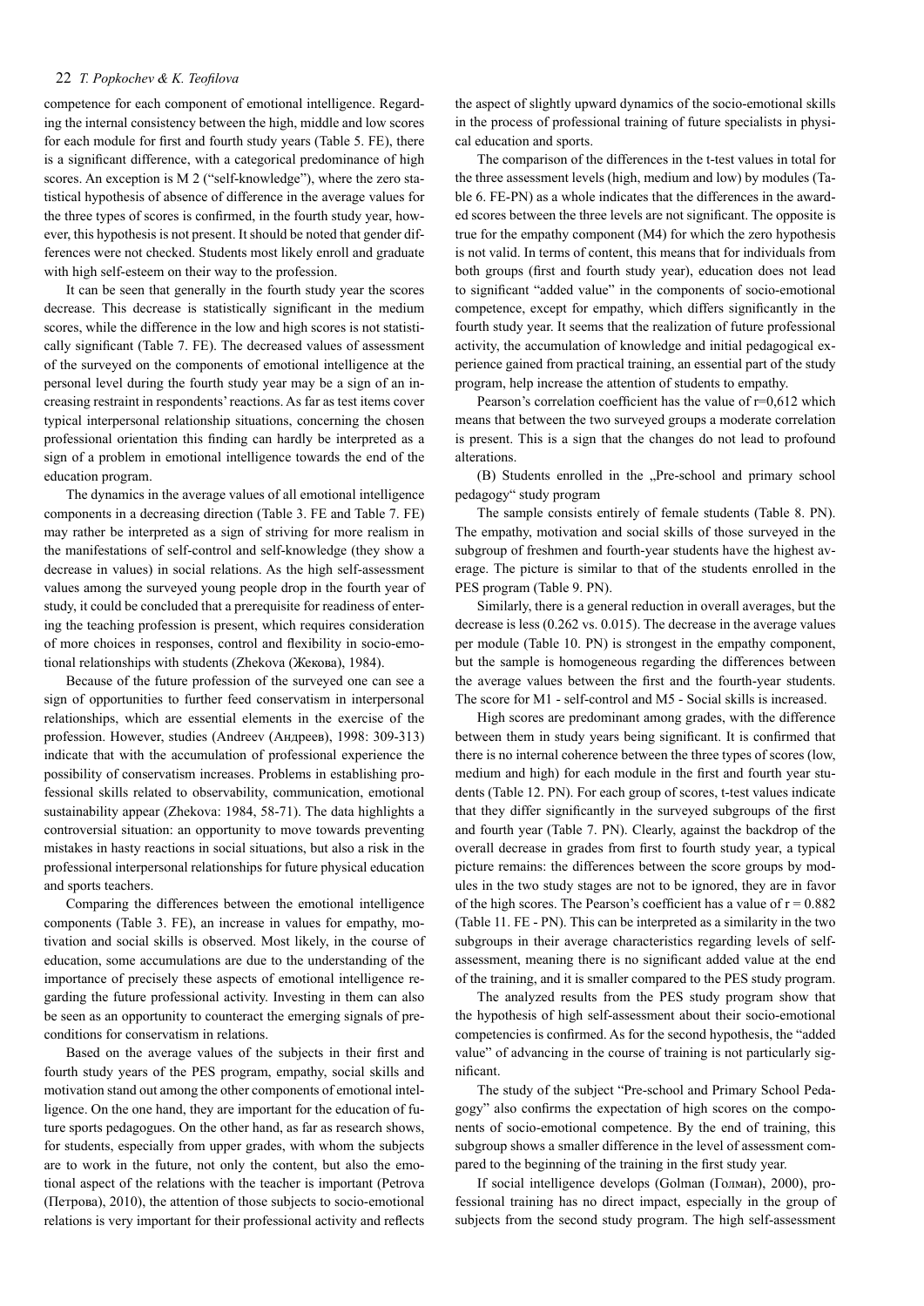competence for each component of emotional intelligence. Regarding the internal consistency between the high, middle and low scores for each module for first and fourth study years (Table 5. FE), there is a significant difference, with a categorical predominance of high scores. An exception is M 2 ("self-knowledge"), where the zero statistical hypothesis of absence of difference in the average values for the three types of scores is confirmed, in the fourth study year, however, this hypothesis is not present. It should be noted that gender differences were not checked. Students most likely enroll and graduate with high self-esteem on their way to the profession.

It can be seen that generally in the fourth study year the scores decrease. This decrease is statistically significant in the medium scores, while the difference in the low and high scores is not statistically significant (Table 7. FE). The decreased values of assessment of the surveyed on the components of emotional intelligence at the personal level during the fourth study year may be a sign of an increasing restraint in respondents' reactions. As far as test items cover typical interpersonal relationship situations, concerning the chosen professional orientation this finding can hardly be interpreted as a sign of a problem in emotional intelligence towards the end of the education program.

The dynamics in the average values of all emotional intelligence components in a decreasing direction (Table 3. FE and Table 7. FE) may rather be interpreted as a sign of striving for more realism in the manifestations of self-control and self-knowledge (they show a decrease in values) in social relations. As the high self-assessment values among the surveyed young people drop in the fourth year of study, it could be concluded that a prerequisite for readiness of entering the teaching profession is present, which requires consideration of more choices in responses, control and flexibility in socio-emotional relationships with students (Zhekova (Жекова), 1984).

Because of the future profession of the surveyed one can see a sign of opportunities to further feed conservatism in interpersonal relationships, which are essential elements in the exercise of the profession. However, studies (Andreev (Андреев), 1998: 309-313) indicate that with the accumulation of professional experience the possibility of conservatism increases. Problems in establishing professional skills related to observability, communication, emotional sustainability appear (Zhekova: 1984, 58-71). The data highlights a controversial situation: an opportunity to move towards preventing mistakes in hasty reactions in social situations, but also a risk in the professional interpersonal relationships for future physical education and sports teachers.

Comparing the differences between the emotional intelligence components (Table 3. FE), an increase in values for empathy, motivation and social skills is observed. Most likely, in the course of education, some accumulations are due to the understanding of the importance of precisely these aspects of emotional intelligence regarding the future professional activity. Investing in them can also be seen as an opportunity to counteract the emerging signals of preconditions for conservatism in relations.

Based on the average values of the subjects in their first and fourth study years of the PES program, empathy, social skills and motivation stand out among the other components of emotional intelligence. On the one hand, they are important for the education of future sports pedagogues. On the other hand, as far as research shows, for students, especially from upper grades, with whom the subjects are to work in the future, not only the content, but also the emotional aspect of the relations with the teacher is important (Petrova (Петрова), 2010), the attention of those subjects to socio-emotional relations is very important for their professional activity and reflects the aspect of slightly upward dynamics of the socio-emotional skills in the process of professional training of future specialists in physical education and sports.

The comparison of the differences in the t-test values in total for the three assessment levels (high, medium and low) by modules (Table 6. FE-PN) as a whole indicates that the differences in the awarded scores between the three levels are not significant. The opposite is true for the empathy component (M4) for which the zero hypothesis is not valid. In terms of content, this means that for individuals from both groups (first and fourth study year), education does not lead to significant "added value" in the components of socio-emotional competence, except for empathy, which differs significantly in the fourth study year. It seems that the realization of future professional activity, the accumulation of knowledge and initial pedagogical experience gained from practical training, an essential part of the study program, help increase the attention of students to empathy.

Pearson's correlation coefficient has the value of r=0,612 which means that between the two surveyed groups a moderate correlation is present. This is a sign that the changes do not lead to profound alterations.

(B) Students enrolled in the „Pre-school and primary school pedagogy" study program

The sample consists entirely of female students (Table 8. PN). The empathy, motivation and social skills of those surveyed in the subgroup of freshmen and fourth-year students have the highest average. The picture is similar to that of the students enrolled in the PES program (Table 9. PN).

Similarly, there is a general reduction in overall averages, but the decrease is less (0.262 vs. 0.015). The decrease in the average values per module (Table 10. PN) is strongest in the empathy component, but the sample is homogeneous regarding the differences between the average values between the first and the fourth-year students. The score for M1 - self-control and M5 - Social skills is increased.

High scores are predominant among grades, with the difference between them in study years being significant. It is confirmed that there is no internal coherence between the three types of scores (low, medium and high) for each module in the first and fourth year students (Table 12. PN). For each group of scores, t-test values indicate that they differ significantly in the surveyed subgroups of the first and fourth year (Table 7. PN). Clearly, against the backdrop of the overall decrease in grades from first to fourth study year, a typical picture remains: the differences between the score groups by modules in the two study stages are not to be ignored, they are in favor of the high scores. The Pearson's coefficient has a value of r = 0.882 (Table 11. FE - PN). This can be interpreted as a similarity in the two subgroups in their average characteristics regarding levels of self-assessment, meaning there is no significant added value at the end of the training, and it is smaller compared to the PES study program.

The analyzed results from the PES study program show that the hypothesis of high self-assessment about their socio-emotional competencies is confirmed. As for the second hypothesis, the "added value" of advancing in the course of training is not particularly significant.

The study of the subject "Pre-school and Primary School Pedagogy" also confirms the expectation of high scores on the components of socio-emotional competence. By the end of training, this subgroup shows a smaller difference in the level of assessment compared to the beginning of the training in the first study year.

If social intelligence develops (Golman (Голман), 2000), professional training has no direct impact, especially in the group of subjects from the second study program. The high self-assessment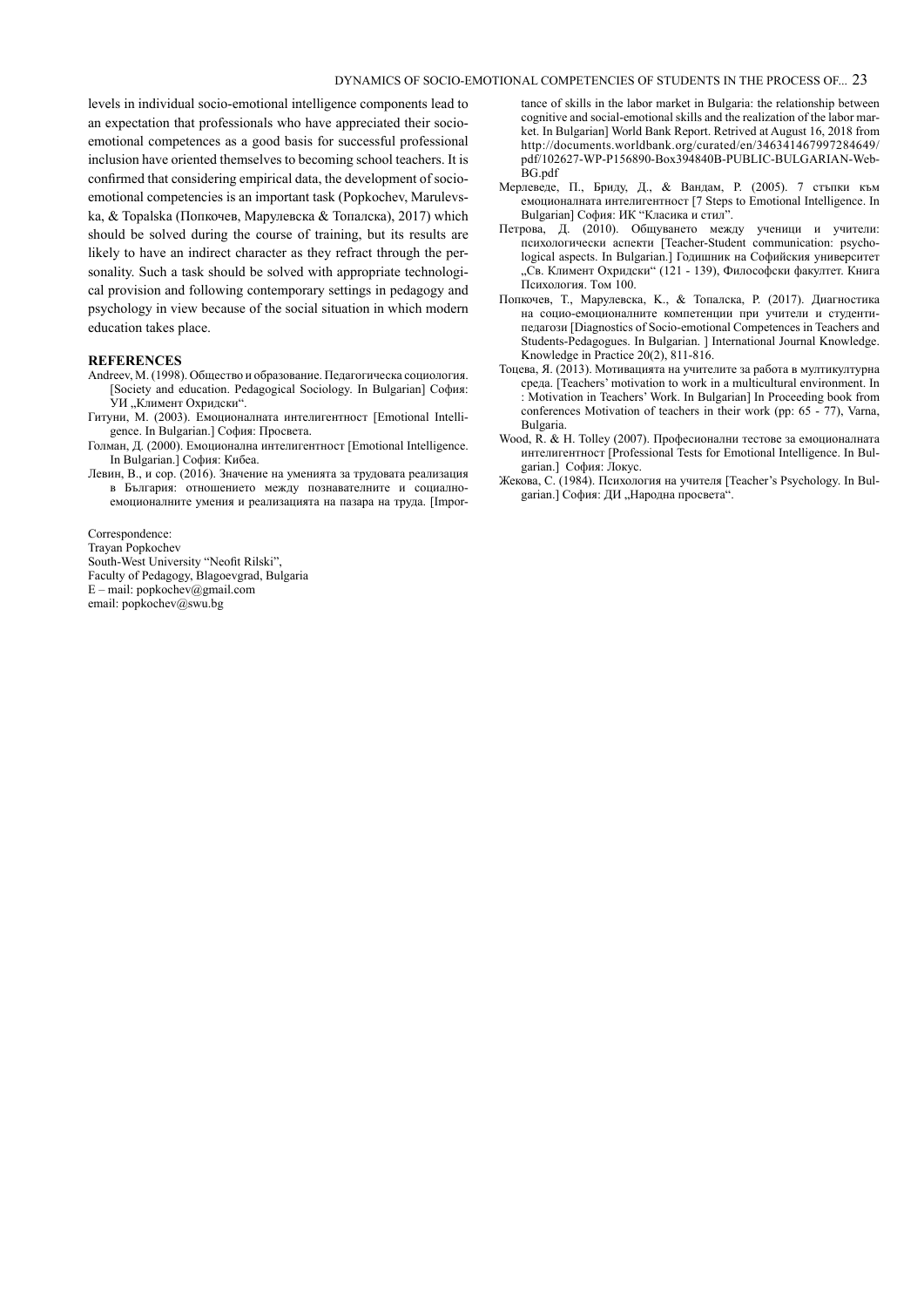levels in individual socio-emotional intelligence components lead to an expectation that professionals who have appreciated their socio-emotional competences as a good basis for successful professional inclusion have oriented themselves to becoming school teachers. It is confirmed that considering empirical data, the development of socio-emotional competencies is an important task (Popkochev, Marulevska, & Topalska (Попкочев, Марулевска & Топалска), 2017) which should be solved during the course of training, but its results are likely to have an indirect character as they refract through the personality. Such a task should be solved with appropriate technological provision and following contemporary settings in pedagogy and psychology in view because of the social situation in which modern education takes place.

## REFERENCES

Andreev, M. (1998). Общество и образование. Педагогическа социология. [Society and education. Pedagogical Sociology. In Bulgarian] София: УИ „Климент Охридски".

Гитуни, М. (2003). Емоционалната интелигентност [Emotional Intelligence. In Bulgarian.] София: Просвета.

Голман, Д. (2000). Емоционална интелигентност [Emotional Intelligence. In Bulgarian.] София: Кибеа.

Левин, В., и сор. (2016). Значение на уменията за трудовата реализация в България: отношението между познавателните и социално-емоционалните умения и реализацията на пазара на труда. [Importance of skills in the labor market in Bulgaria: the relationship between cognitive and social-emotional skills and the realization of the labor market. In Bulgarian] World Bank Report. Retrived at August 16, 2018 from http://documents.worldbank.org/curated/en/346341467997284649/pdf/102627-WP-P156890-Box394840B-PUBLIC-BULGARIAN-Web-BG.pdf

Мерлеведе, П., Бриду, Д., & Вандам, Р. (2005). 7 стъпки към емоционалната интелигентност [7 Steps to Emotional Intelligence. In Bulgarian] София: ИК "Класика и стил".

Петрова, Д. (2010). Общуването между ученици и учители: психологически аспекти [Teacher-Student communication: psychological aspects. In Bulgarian.] Годишник на Софийския университет „Св. Климент Охридски" (121 - 139), Философски факултет. Книга Психология. Том 100.

Попкочев, Т., Марулевска, К., & Топалска, Р. (2017). Диагностика на социо-емоционалните компетенции при учители и студенти-педагози [Diagnostics of Socio-emotional Competences in Teachers and Students-Pedagogues. In Bulgarian. ] International Journal Knowledge. Knowledge in Practice 20(2), 811-816.

Тоцева, Я. (2013). Мотивацията на учителите за работа в мултикултурна среда. [Teachers' motivation to work in a multicultural environment. In : Motivation in Teachers' Work. In Bulgarian] In Proceeding book from conferences Motivation of teachers in their work (pp: 65 - 77), Varna, Bulgaria.

Wood, R. & H. Tolley (2007). Професионални тестове за емоционалната интелигентност [Professional Tests for Emotional Intelligence. In Bulgarian.] София: Локус.

Жекова, С. (1984). Психология на учителя [Teacher's Psychology. In Bulgarian.] София: ДИ „Народна просвета".

Correspondence:
Trayan Popkochev
South-West University "Neofit Rilski",
Faculty of Pedagogy, Blagoevgrad, Bulgaria
E – mail: popkochev@gmail.com
email: popkochev@swu.bg